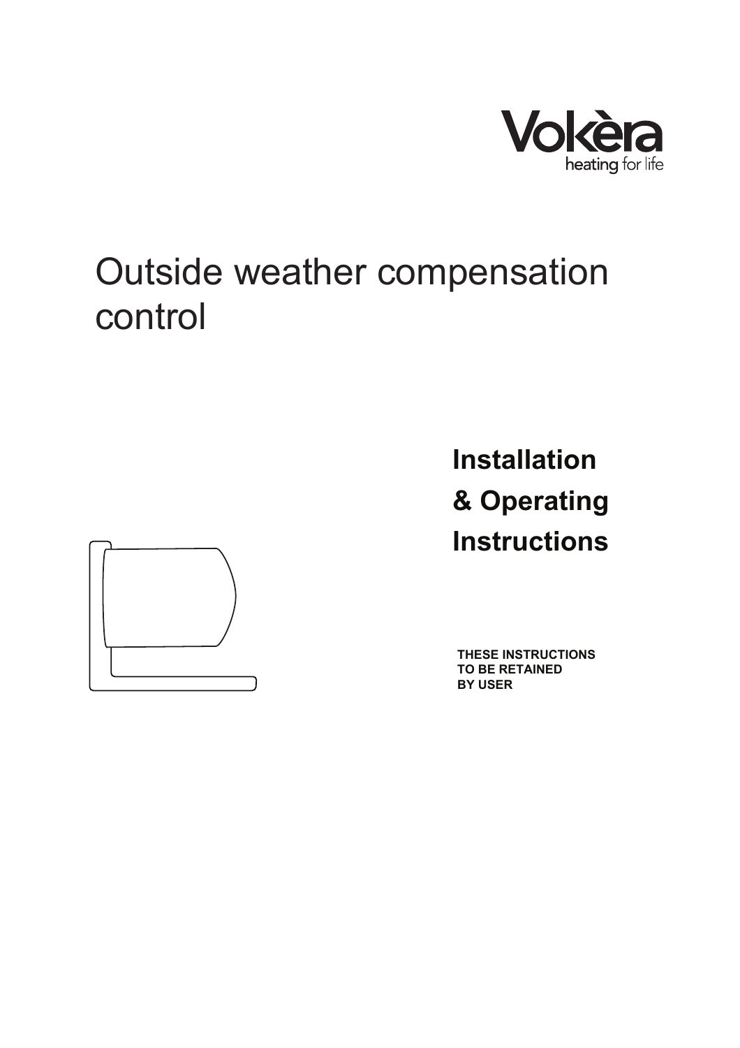Vokèra
heating for life

# Outside weather compensation control

## Installation & Operating Instructions

**THESE INSTRUCTIONS TO BE RETAINED BY USER**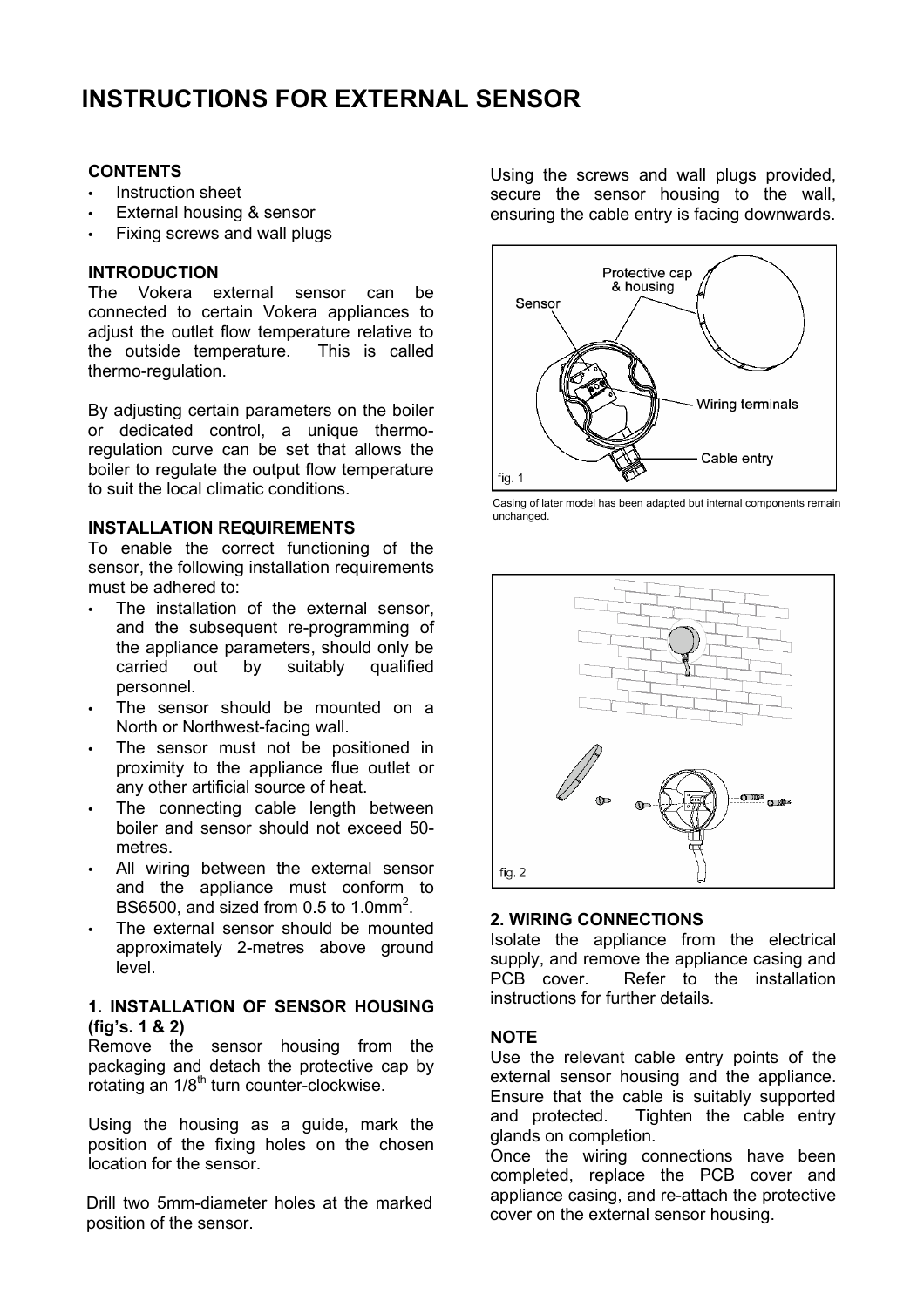# INSTRUCTIONS FOR EXTERNAL SENSOR

**CONTENTS**

- Instruction sheet
- External housing & sensor
- Fixing screws and wall plugs

**INTRODUCTION**

The Vokera external sensor can be connected to certain Vokera appliances to adjust the outlet flow temperature relative to the outside temperature. This is called thermo-regulation.

By adjusting certain parameters on the boiler or dedicated control, a unique thermo-regulation curve can be set that allows the boiler to regulate the output flow temperature to suit the local climatic conditions.

**INSTALLATION REQUIREMENTS**

To enable the correct functioning of the sensor, the following installation requirements must be adhered to:

- The installation of the external sensor, and the subsequent re-programming of the appliance parameters, should only be carried out by suitably qualified personnel.
- The sensor should be mounted on a North or Northwest-facing wall.
- The sensor must not be positioned in proximity to the appliance flue outlet or any other artificial source of heat.
- The connecting cable length between boiler and sensor should not exceed 50-metres.
- All wiring between the external sensor and the appliance must conform to BS6500, and sized from 0.5 to 1.0mm$^2$.
- The external sensor should be mounted approximately 2-metres above ground level.

**1. INSTALLATION OF SENSOR HOUSING (fig's. 1 & 2)**

Remove the sensor housing from the packaging and detach the protective cap by rotating an 1/8$^{th}$ turn counter-clockwise.

Using the housing as a guide, mark the position of the fixing holes on the chosen location for the sensor.

Drill two 5mm-diameter holes at the marked position of the sensor.

Using the screws and wall plugs provided, secure the sensor housing to the wall, ensuring the cable entry is facing downwards.

Protective cap & housing

Sensor

Wiring terminals

Cable entry

fig. 1

Casing of later model has been adapted but internal components remain unchanged.

fig. 2

**2. WIRING CONNECTIONS**

Isolate the appliance from the electrical supply, and remove the appliance casing and PCB cover. Refer to the installation instructions for further details.

**NOTE**

Use the relevant cable entry points of the external sensor housing and the appliance. Ensure that the cable is suitably supported and protected. Tighten the cable entry glands on completion.

Once the wiring connections have been completed, replace the PCB cover and appliance casing, and re-attach the protective cover on the external sensor housing.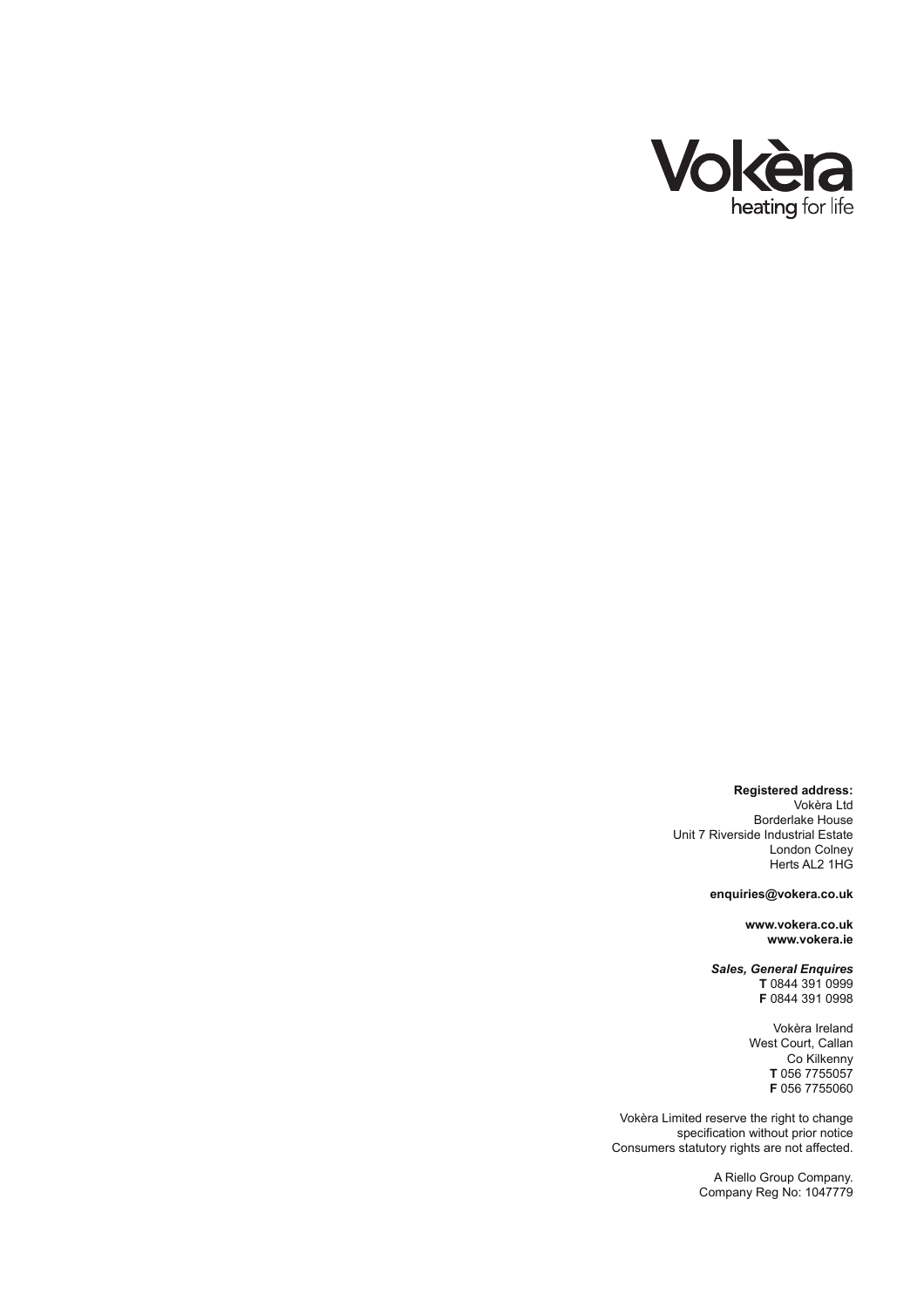Vokèra
heating for life

**Registered address:**
Vokèra Ltd
Borderlake House
Unit 7 Riverside Industrial Estate
London Colney
Herts AL2 1HG

**enquiries@vokera.co.uk**

**www.vokera.co.uk**
**www.vokera.ie**

***Sales, General Enquires***
**T** 0844 391 0999
**F** 0844 391 0998

Vokèra Ireland
West Court, Callan
Co Kilkenny
**T** 056 7755057
**F** 056 7755060

Vokèra Limited reserve the right to change specification without prior notice
Consumers statutory rights are not affected.

A Riello Group Company.
Company Reg No: 1047779